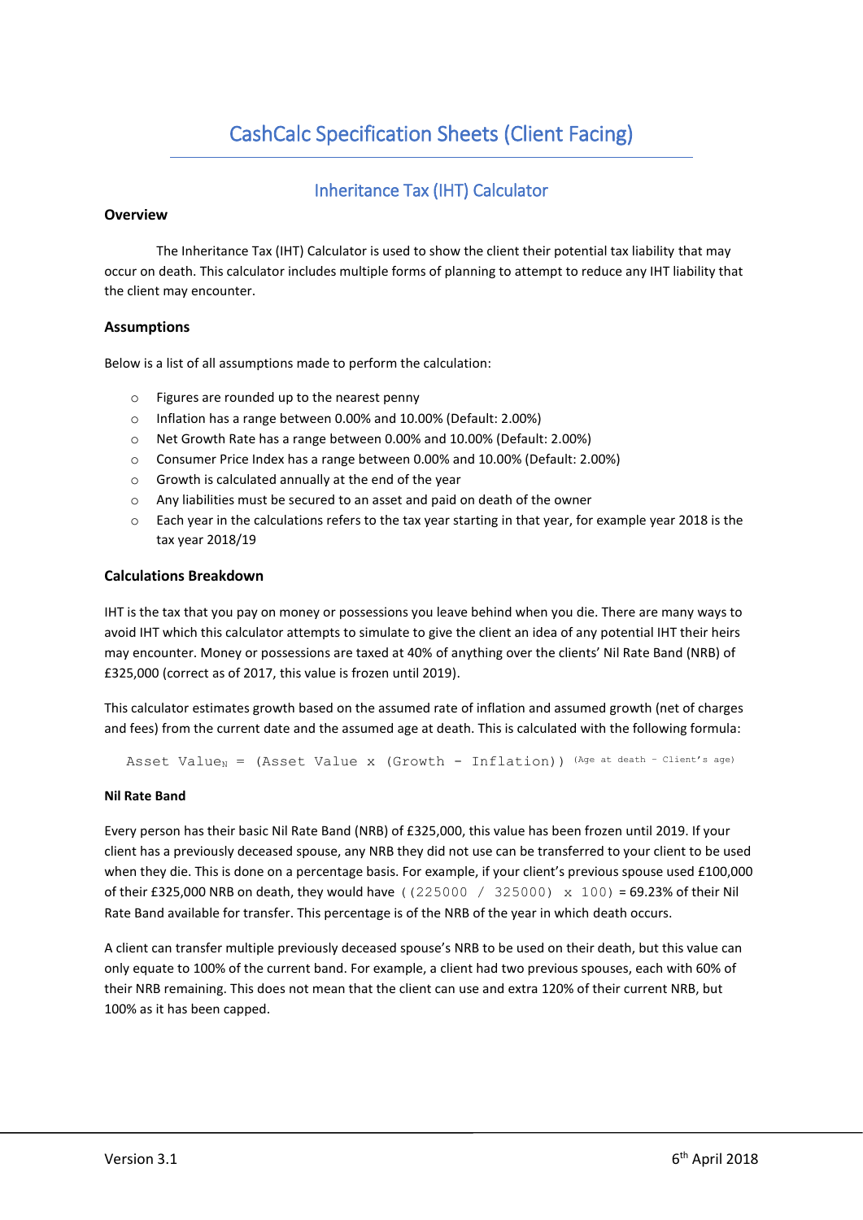# CashCalc Specification Sheets (Client Facing)

## Inheritance Tax (IHT) Calculator

### Overview

The Inheritance Tax (IHT) Calculator is used to show the client their potential tax liability that may occur on death. This calculator includes multiple forms of planning to attempt to reduce any IHT liability that the client may encounter.

### Assumptions

Below is a list of all assumptions made to perform the calculation:

- Figures are rounded up to the nearest penny
- Inflation has a range between 0.00% and 10.00% (Default: 2.00%)
- Net Growth Rate has a range between 0.00% and 10.00% (Default: 2.00%)
- Consumer Price Index has a range between 0.00% and 10.00% (Default: 2.00%)
- Growth is calculated annually at the end of the year
- Any liabilities must be secured to an asset and paid on death of the owner
- Each year in the calculations refers to the tax year starting in that year, for example year 2018 is the tax year 2018/19

### Calculations Breakdown

IHT is the tax that you pay on money or possessions you leave behind when you die. There are many ways to avoid IHT which this calculator attempts to simulate to give the client an idea of any potential IHT their heirs may encounter. Money or possessions are taxed at 40% of anything over the clients' Nil Rate Band (NRB) of £325,000 (correct as of 2017, this value is frozen until 2019).

This calculator estimates growth based on the assumed rate of inflation and assumed growth (net of charges and fees) from the current date and the assumed age at death. This is calculated with the following formula:

$$\text{Asset Value}_N = (\text{Asset Value} \times (\text{Growth} - \text{Inflation}))^{(\text{Age at death} - \text{Client's age})}$$

#### Nil Rate Band

Every person has their basic Nil Rate Band (NRB) of £325,000, this value has been frozen until 2019. If your client has a previously deceased spouse, any NRB they did not use can be transferred to your client to be used when they die. This is done on a percentage basis. For example, if your client's previous spouse used £100,000 of their £325,000 NRB on death, they would have $((225000 \ / \ 325000) \times 100)$ = 69.23% of their Nil Rate Band available for transfer. This percentage is of the NRB of the year in which death occurs.

A client can transfer multiple previously deceased spouse's NRB to be used on their death, but this value can only equate to 100% of the current band. For example, a client had two previous spouses, each with 60% of their NRB remaining. This does not mean that the client can use and extra 120% of their current NRB, but 100% as it has been capped.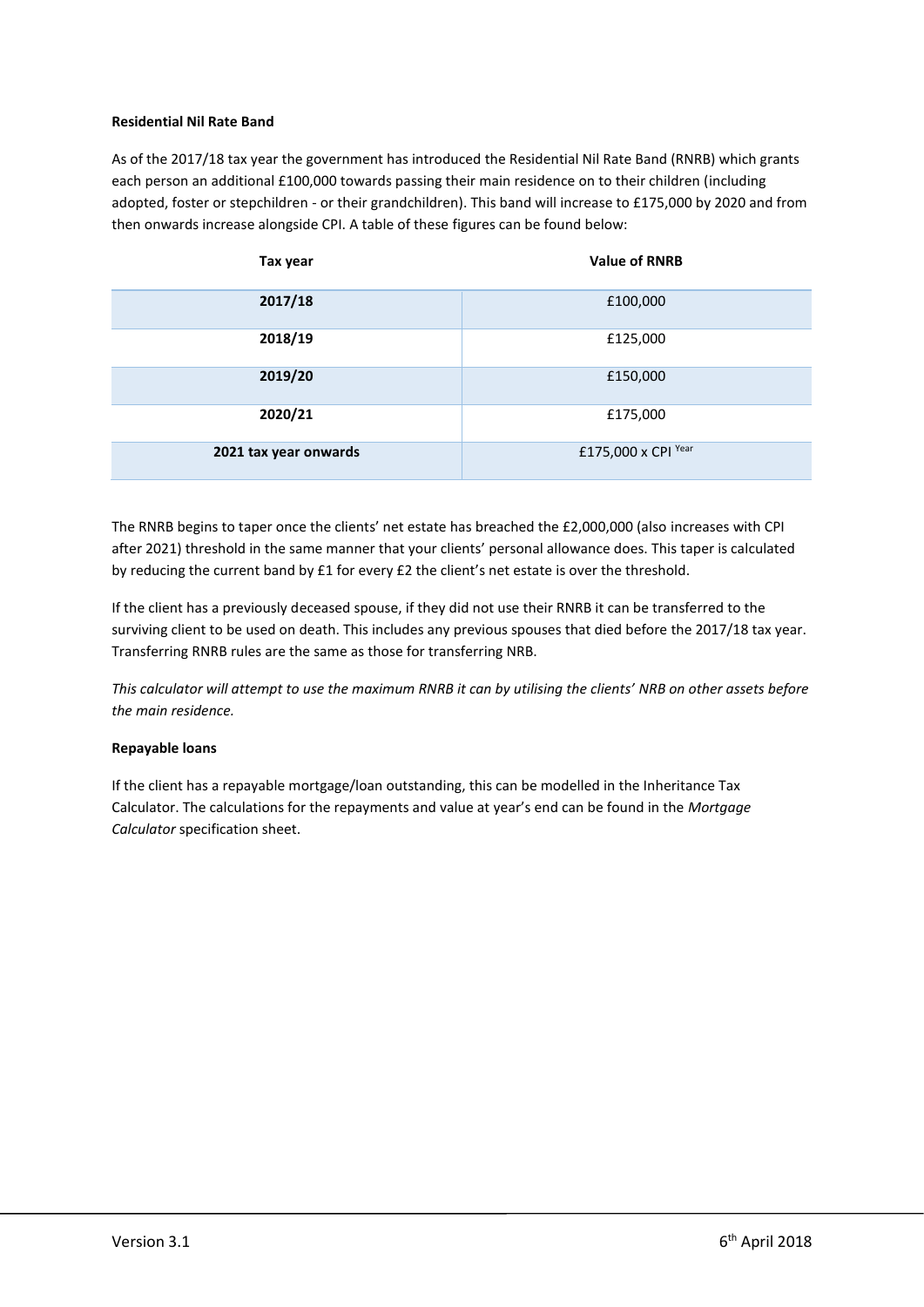**Residential Nil Rate Band**

As of the 2017/18 tax year the government has introduced the Residential Nil Rate Band (RNRB) which grants each person an additional £100,000 towards passing their main residence on to their children (including adopted, foster or stepchildren - or their grandchildren). This band will increase to £175,000 by 2020 and from then onwards increase alongside CPI. A table of these figures can be found below:

| Tax year | Value of RNRB |
|---|---|
| 2017/18 | £100,000 |
| 2018/19 | £125,000 |
| 2019/20 | £150,000 |
| 2020/21 | £175,000 |
| 2021 tax year onwards | £175,000 x $CPI^{Year}$ |

The RNRB begins to taper once the clients' net estate has breached the £2,000,000 (also increases with CPI after 2021) threshold in the same manner that your clients' personal allowance does. This taper is calculated by reducing the current band by £1 for every £2 the client's net estate is over the threshold.

If the client has a previously deceased spouse, if they did not use their RNRB it can be transferred to the surviving client to be used on death. This includes any previous spouses that died before the 2017/18 tax year. Transferring RNRB rules are the same as those for transferring NRB.

*This calculator will attempt to use the maximum RNRB it can by utilising the clients' NRB on other assets before the main residence.*

**Repayable loans**

If the client has a repayable mortgage/loan outstanding, this can be modelled in the Inheritance Tax Calculator. The calculations for the repayments and value at year's end can be found in the *Mortgage Calculator* specification sheet.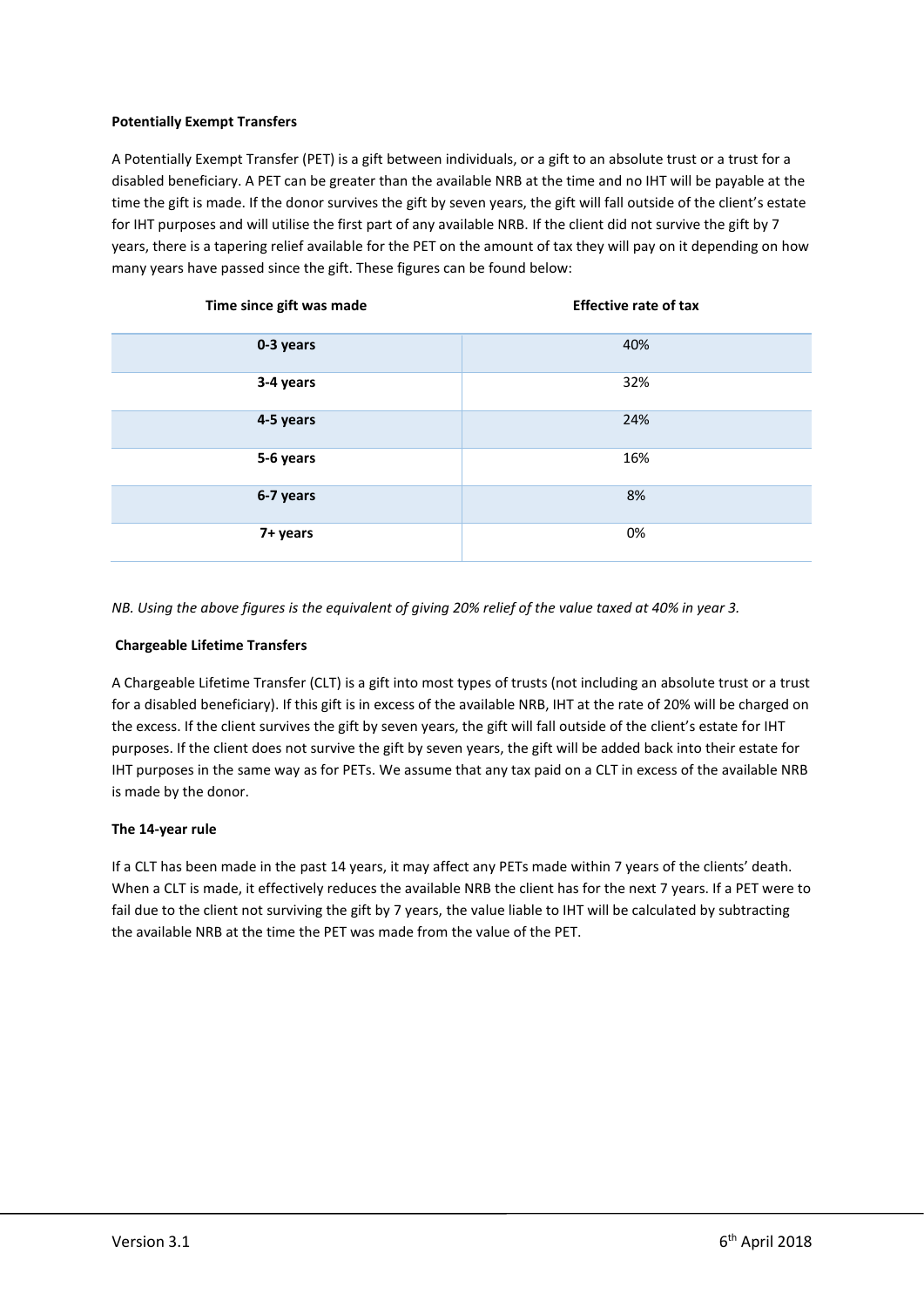**Potentially Exempt Transfers**

A Potentially Exempt Transfer (PET) is a gift between individuals, or a gift to an absolute trust or a trust for a disabled beneficiary. A PET can be greater than the available NRB at the time and no IHT will be payable at the time the gift is made. If the donor survives the gift by seven years, the gift will fall outside of the client's estate for IHT purposes and will utilise the first part of any available NRB. If the client did not survive the gift by 7 years, there is a tapering relief available for the PET on the amount of tax they will pay on it depending on how many years have passed since the gift. These figures can be found below:

| Time since gift was made | Effective rate of tax |
|---|---|
| 0-3 years | 40% |
| 3-4 years | 32% |
| 4-5 years | 24% |
| 5-6 years | 16% |
| 6-7 years | 8% |
| 7+ years | 0% |

*NB. Using the above figures is the equivalent of giving 20% relief of the value taxed at 40% in year 3.*

**Chargeable Lifetime Transfers**

A Chargeable Lifetime Transfer (CLT) is a gift into most types of trusts (not including an absolute trust or a trust for a disabled beneficiary). If this gift is in excess of the available NRB, IHT at the rate of 20% will be charged on the excess. If the client survives the gift by seven years, the gift will fall outside of the client's estate for IHT purposes. If the client does not survive the gift by seven years, the gift will be added back into their estate for IHT purposes in the same way as for PETs. We assume that any tax paid on a CLT in excess of the available NRB is made by the donor.

**The 14-year rule**

If a CLT has been made in the past 14 years, it may affect any PETs made within 7 years of the clients' death. When a CLT is made, it effectively reduces the available NRB the client has for the next 7 years. If a PET were to fail due to the client not surviving the gift by 7 years, the value liable to IHT will be calculated by subtracting the available NRB at the time the PET was made from the value of the PET.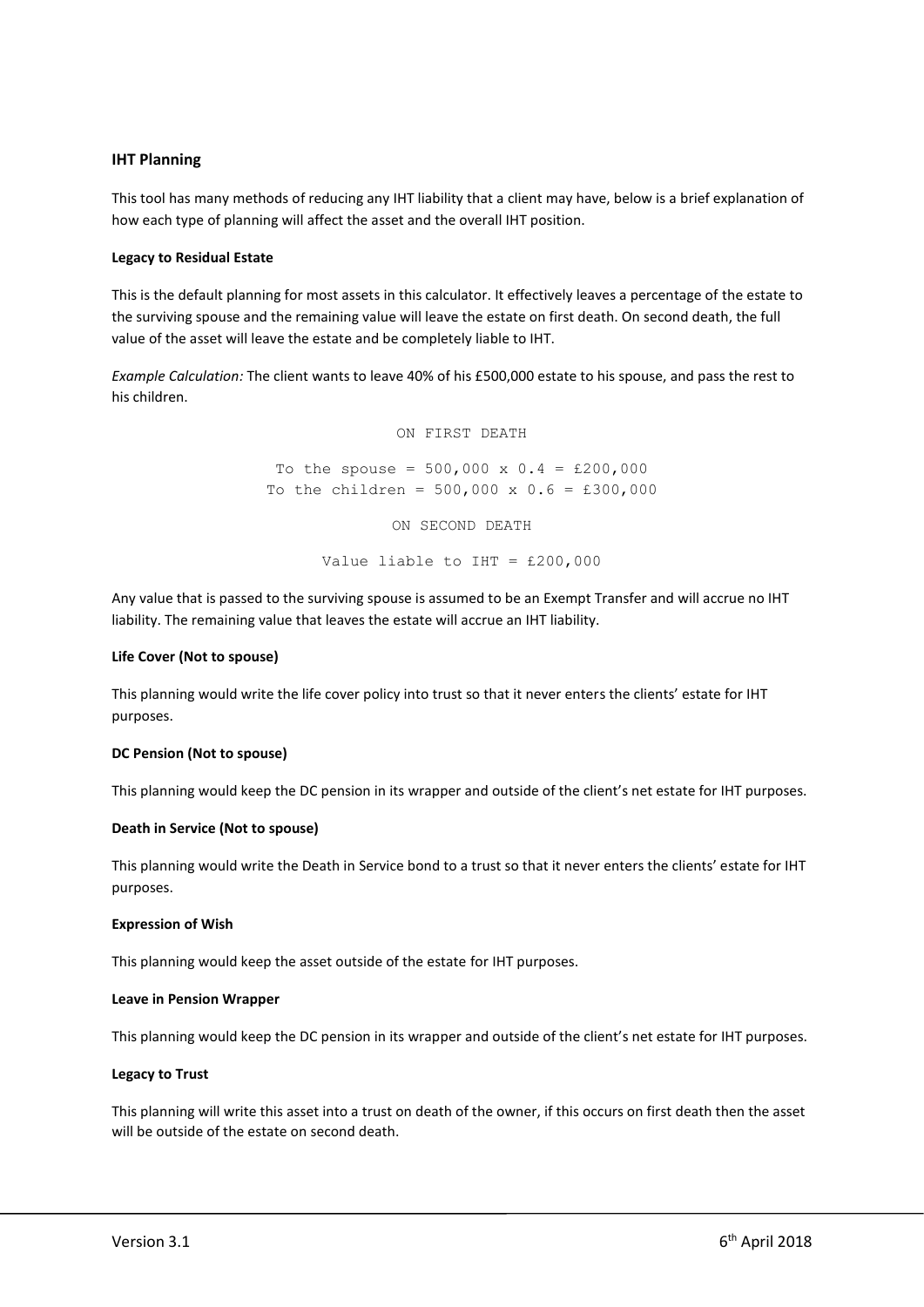## IHT Planning

This tool has many methods of reducing any IHT liability that a client may have, below is a brief explanation of how each type of planning will affect the asset and the overall IHT position.

### Legacy to Residual Estate

This is the default planning for most assets in this calculator. It effectively leaves a percentage of the estate to the surviving spouse and the remaining value will leave the estate on first death. On second death, the full value of the asset will leave the estate and be completely liable to IHT.

*Example Calculation:* The client wants to leave 40% of his £500,000 estate to his spouse, and pass the rest to his children.

```
ON FIRST DEATH

To the spouse = 500,000 x 0.4 = £200,000
To the children = 500,000 x 0.6 = £300,000

ON SECOND DEATH

Value liable to IHT = £200,000
```

Any value that is passed to the surviving spouse is assumed to be an Exempt Transfer and will accrue no IHT liability. The remaining value that leaves the estate will accrue an IHT liability.

### Life Cover (Not to spouse)

This planning would write the life cover policy into trust so that it never enters the clients' estate for IHT purposes.

### DC Pension (Not to spouse)

This planning would keep the DC pension in its wrapper and outside of the client's net estate for IHT purposes.

### Death in Service (Not to spouse)

This planning would write the Death in Service bond to a trust so that it never enters the clients' estate for IHT purposes.

### Expression of Wish

This planning would keep the asset outside of the estate for IHT purposes.

### Leave in Pension Wrapper

This planning would keep the DC pension in its wrapper and outside of the client's net estate for IHT purposes.

### Legacy to Trust

This planning will write this asset into a trust on death of the owner, if this occurs on first death then the asset will be outside of the estate on second death.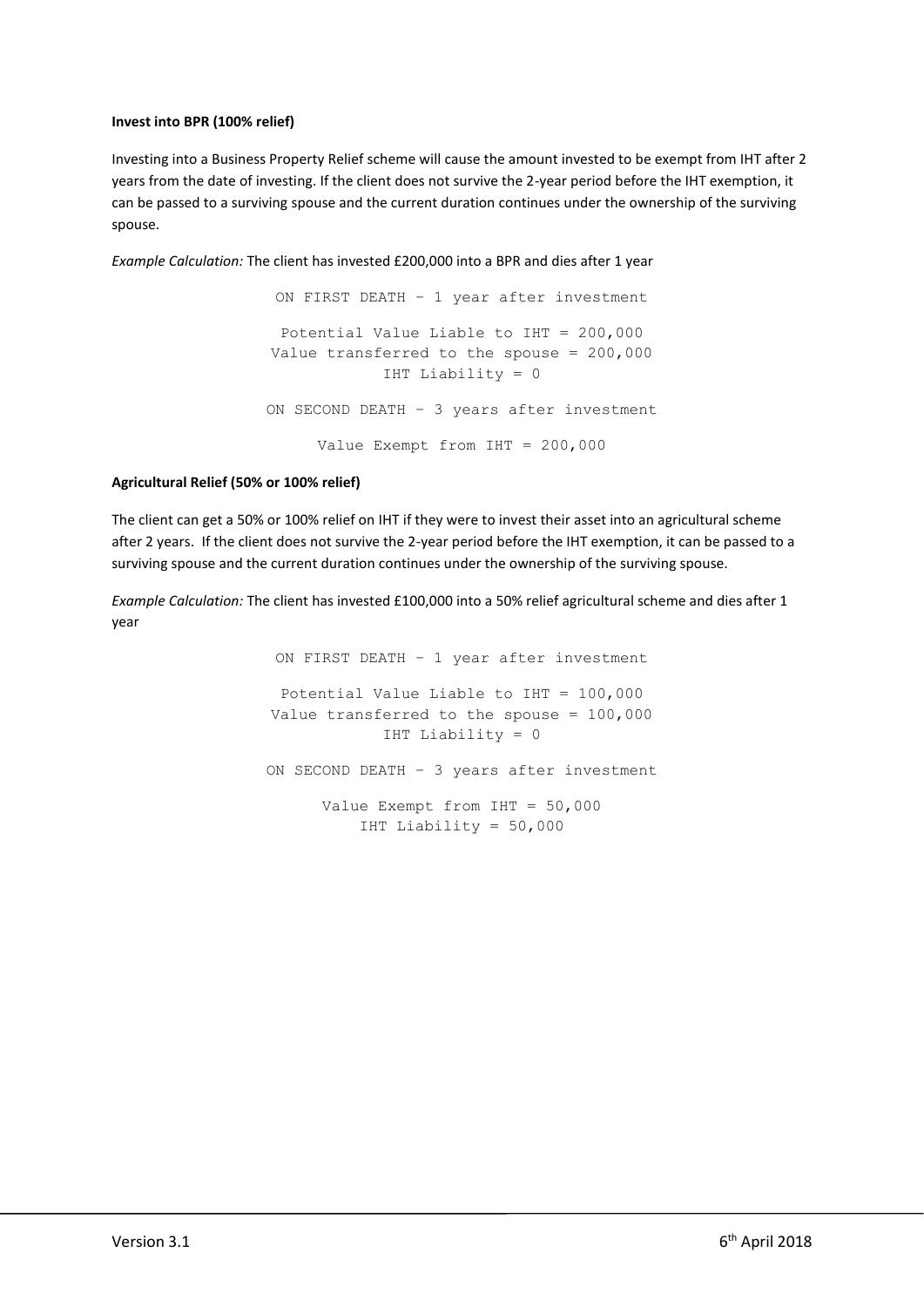**Invest into BPR (100% relief)**

Investing into a Business Property Relief scheme will cause the amount invested to be exempt from IHT after 2 years from the date of investing. If the client does not survive the 2-year period before the IHT exemption, it can be passed to a surviving spouse and the current duration continues under the ownership of the surviving spouse.

*Example Calculation:* The client has invested £200,000 into a BPR and dies after 1 year

```
ON FIRST DEATH – 1 year after investment

Potential Value Liable to IHT = 200,000
Value transferred to the spouse = 200,000
IHT Liability = 0

ON SECOND DEATH – 3 years after investment

Value Exempt from IHT = 200,000
```

**Agricultural Relief (50% or 100% relief)**

The client can get a 50% or 100% relief on IHT if they were to invest their asset into an agricultural scheme after 2 years. If the client does not survive the 2-year period before the IHT exemption, it can be passed to a surviving spouse and the current duration continues under the ownership of the surviving spouse.

*Example Calculation:* The client has invested £100,000 into a 50% relief agricultural scheme and dies after 1 year

```
ON FIRST DEATH – 1 year after investment

Potential Value Liable to IHT = 100,000
Value transferred to the spouse = 100,000
IHT Liability = 0

ON SECOND DEATH – 3 years after investment

Value Exempt from IHT = 50,000
IHT Liability = 50,000
```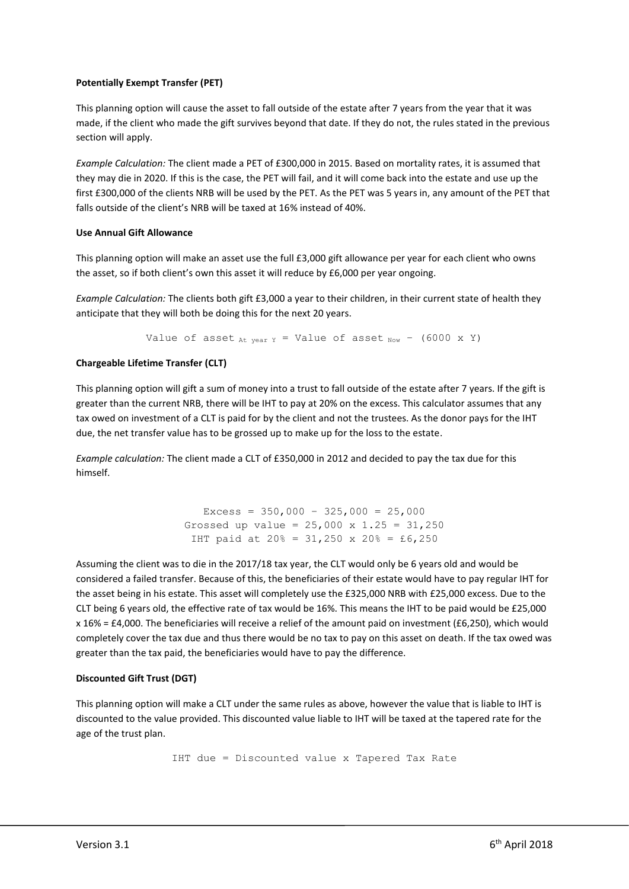**Potentially Exempt Transfer (PET)**

This planning option will cause the asset to fall outside of the estate after 7 years from the year that it was made, if the client who made the gift survives beyond that date. If they do not, the rules stated in the previous section will apply.

*Example Calculation:* The client made a PET of £300,000 in 2015. Based on mortality rates, it is assumed that they may die in 2020. If this is the case, the PET will fail, and it will come back into the estate and use up the first £300,000 of the clients NRB will be used by the PET. As the PET was 5 years in, any amount of the PET that falls outside of the client's NRB will be taxed at 16% instead of 40%.

**Use Annual Gift Allowance**

This planning option will make an asset use the full £3,000 gift allowance per year for each client who owns the asset, so if both client's own this asset it will reduce by £6,000 per year ongoing.

*Example Calculation:* The clients both gift £3,000 a year to their children, in their current state of health they anticipate that they will both be doing this for the next 20 years.

$$\text{Value of asset}_{\text{At year Y}} = \text{Value of asset}_{\text{Now}} - (6000 \times Y)$$

**Chargeable Lifetime Transfer (CLT)**

This planning option will gift a sum of money into a trust to fall outside of the estate after 7 years. If the gift is greater than the current NRB, there will be IHT to pay at 20% on the excess. This calculator assumes that any tax owed on investment of a CLT is paid for by the client and not the trustees. As the donor pays for the IHT due, the net transfer value has to be grossed up to make up for the loss to the estate.

*Example calculation:* The client made a CLT of £350,000 in 2012 and decided to pay the tax due for this himself.

$$\text{Excess} = 350{,}000 - 325{,}000 = 25{,}000$$
$$\text{Grossed up value} = 25{,}000 \times 1.25 = 31{,}250$$
$$\text{IHT paid at } 20\% = 31{,}250 \times 20\% = £6{,}250$$

Assuming the client was to die in the 2017/18 tax year, the CLT would only be 6 years old and would be considered a failed transfer. Because of this, the beneficiaries of their estate would have to pay regular IHT for the asset being in his estate. This asset will completely use the £325,000 NRB with £25,000 excess. Due to the CLT being 6 years old, the effective rate of tax would be 16%. This means the IHT to be paid would be £25,000 x 16% = £4,000. The beneficiaries will receive a relief of the amount paid on investment (£6,250), which would completely cover the tax due and thus there would be no tax to pay on this asset on death. If the tax owed was greater than the tax paid, the beneficiaries would have to pay the difference.

**Discounted Gift Trust (DGT)**

This planning option will make a CLT under the same rules as above, however the value that is liable to IHT is discounted to the value provided. This discounted value liable to IHT will be taxed at the tapered rate for the age of the trust plan.

$$\text{IHT due} = \text{Discounted value} \times \text{Tapered Tax Rate}$$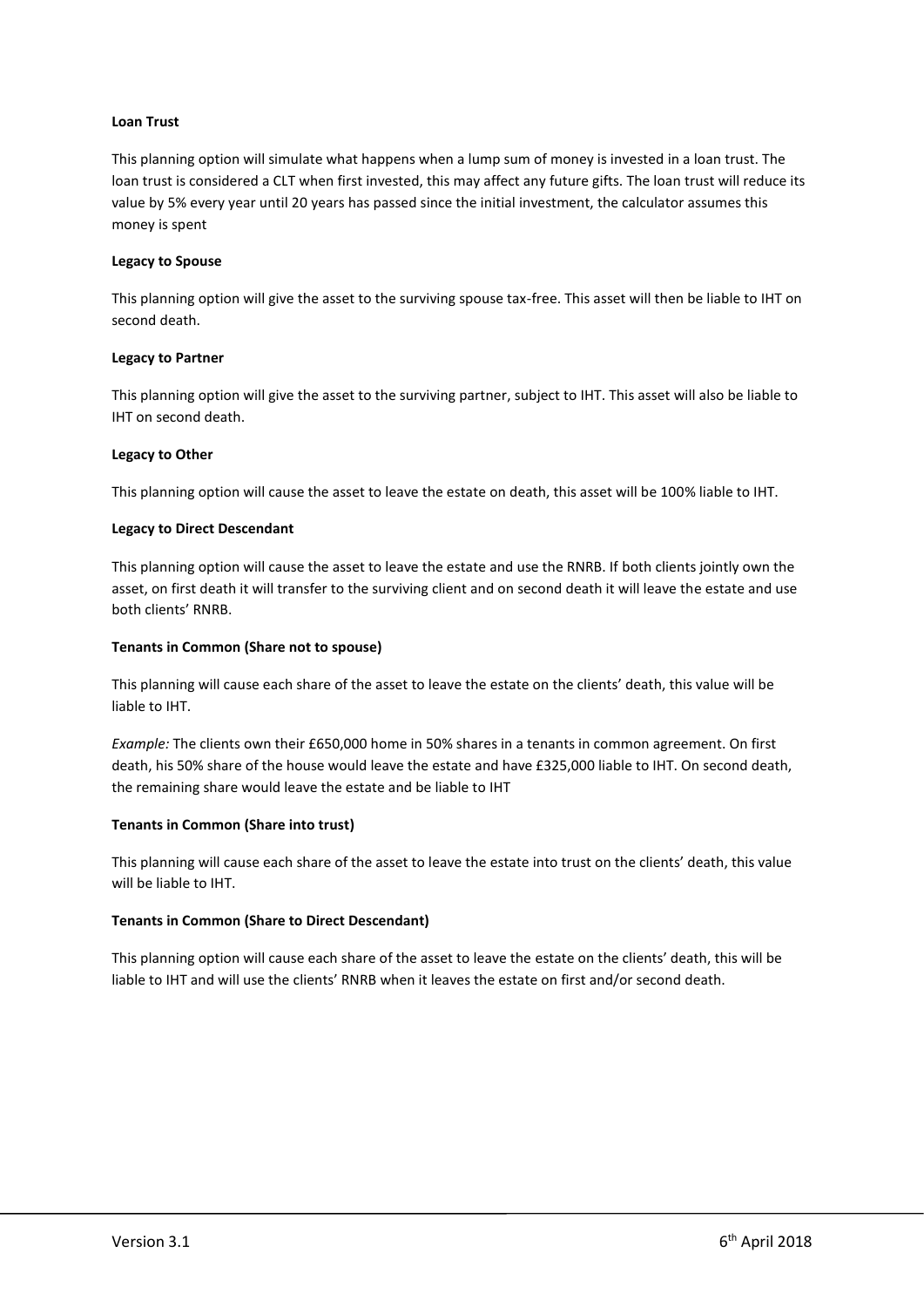**Loan Trust**

This planning option will simulate what happens when a lump sum of money is invested in a loan trust. The loan trust is considered a CLT when first invested, this may affect any future gifts. The loan trust will reduce its value by 5% every year until 20 years has passed since the initial investment, the calculator assumes this money is spent

**Legacy to Spouse**

This planning option will give the asset to the surviving spouse tax-free. This asset will then be liable to IHT on second death.

**Legacy to Partner**

This planning option will give the asset to the surviving partner, subject to IHT. This asset will also be liable to IHT on second death.

**Legacy to Other**

This planning option will cause the asset to leave the estate on death, this asset will be 100% liable to IHT.

**Legacy to Direct Descendant**

This planning option will cause the asset to leave the estate and use the RNRB. If both clients jointly own the asset, on first death it will transfer to the surviving client and on second death it will leave the estate and use both clients' RNRB.

**Tenants in Common (Share not to spouse)**

This planning will cause each share of the asset to leave the estate on the clients' death, this value will be liable to IHT.

*Example:* The clients own their £650,000 home in 50% shares in a tenants in common agreement. On first death, his 50% share of the house would leave the estate and have £325,000 liable to IHT. On second death, the remaining share would leave the estate and be liable to IHT

**Tenants in Common (Share into trust)**

This planning will cause each share of the asset to leave the estate into trust on the clients' death, this value will be liable to IHT.

**Tenants in Common (Share to Direct Descendant)**

This planning option will cause each share of the asset to leave the estate on the clients' death, this will be liable to IHT and will use the clients' RNRB when it leaves the estate on first and/or second death.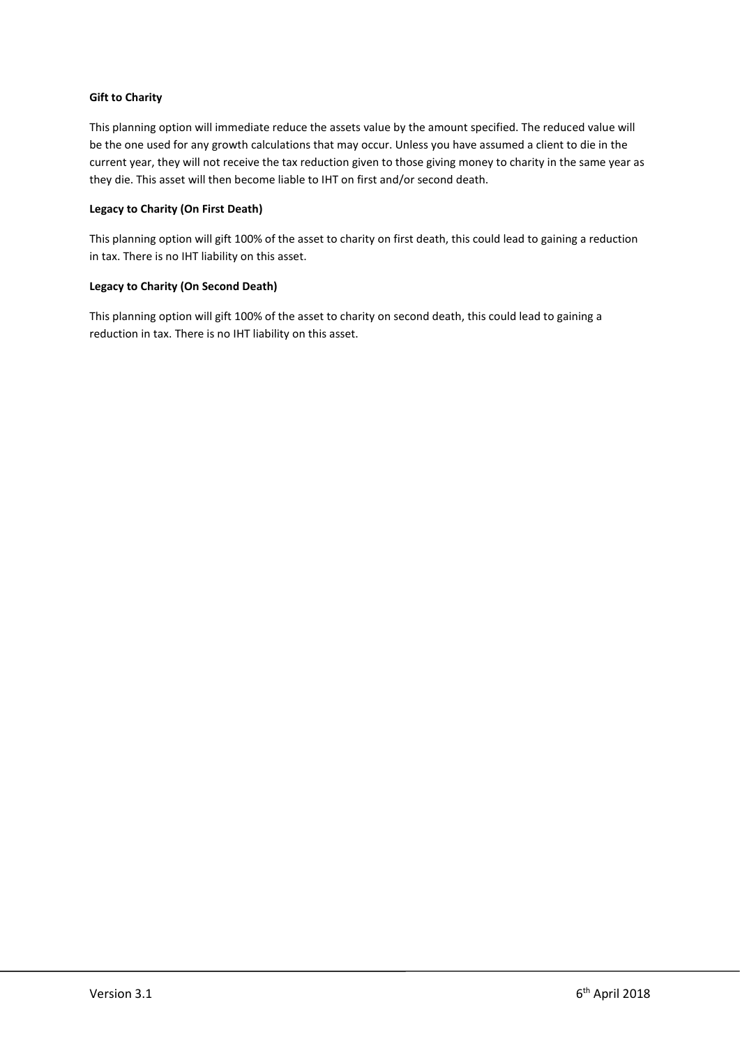**Gift to Charity**

This planning option will immediate reduce the assets value by the amount specified. The reduced value will be the one used for any growth calculations that may occur. Unless you have assumed a client to die in the current year, they will not receive the tax reduction given to those giving money to charity in the same year as they die. This asset will then become liable to IHT on first and/or second death.

**Legacy to Charity (On First Death)**

This planning option will gift 100% of the asset to charity on first death, this could lead to gaining a reduction in tax. There is no IHT liability on this asset.

**Legacy to Charity (On Second Death)**

This planning option will gift 100% of the asset to charity on second death, this could lead to gaining a reduction in tax. There is no IHT liability on this asset.